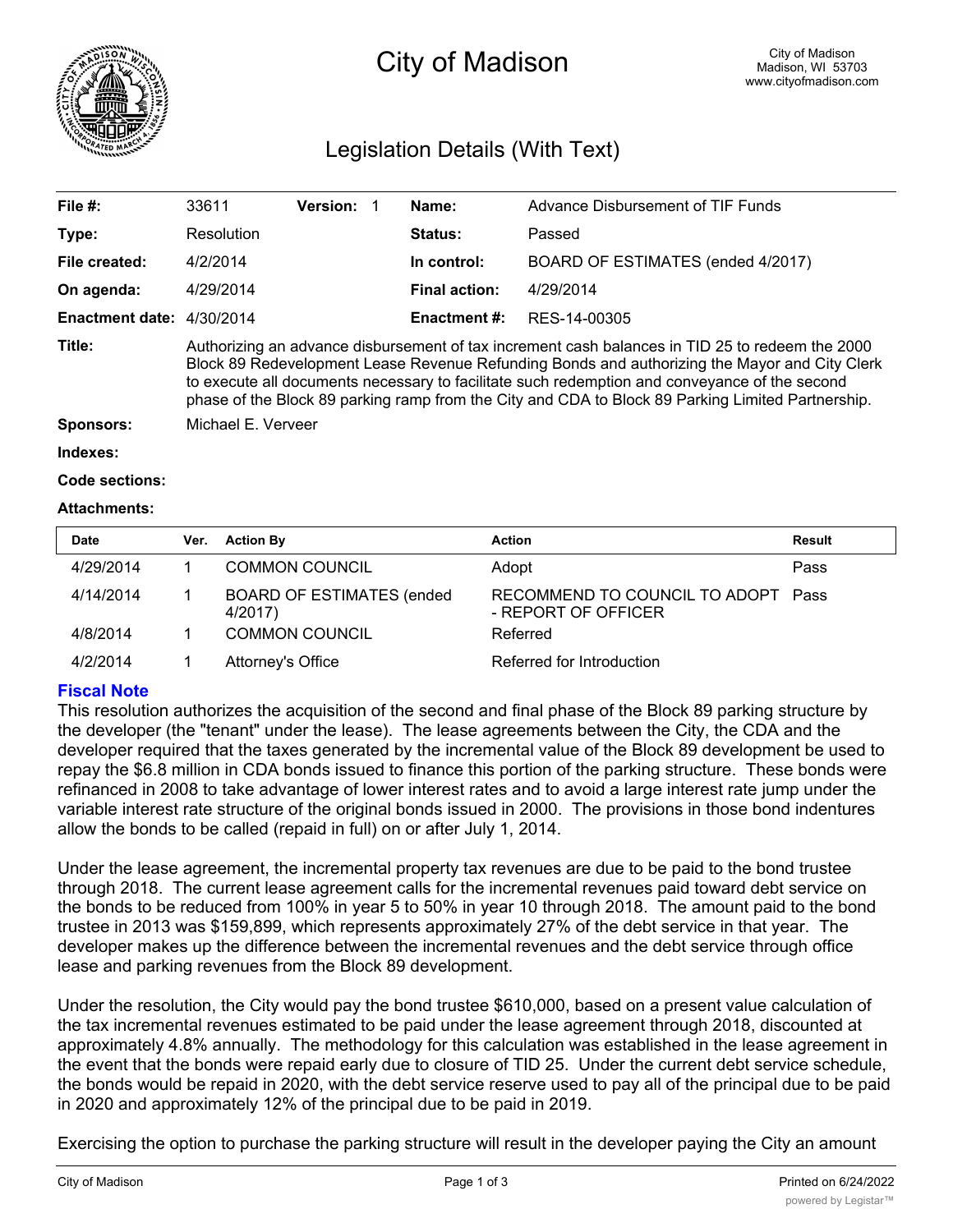# City of Madison

City of Madison
Madison, WI 53703
www.cityofmadison.com

## Legislation Details (With Text)

| | | | | |
|---|---|---|---|---|
| **File #:** | 33611 | **Version:** 1 | **Name:** | Advance Disbursement of TIF Funds |
| **Type:** | Resolution | | **Status:** | Passed |
| **File created:** | 4/2/2014 | | **In control:** | BOARD OF ESTIMATES (ended 4/2017) |
| **On agenda:** | 4/29/2014 | | **Final action:** | 4/29/2014 |
| **Enactment date:** | 4/30/2014 | | **Enactment #:** | RES-14-00305 |

**Title:** Authorizing an advance disbursement of tax increment cash balances in TID 25 to redeem the 2000 Block 89 Redevelopment Lease Revenue Refunding Bonds and authorizing the Mayor and City Clerk to execute all documents necessary to facilitate such redemption and conveyance of the second phase of the Block 89 parking ramp from the City and CDA to Block 89 Parking Limited Partnership.

**Sponsors:** Michael E. Verveer

**Indexes:**

**Code sections:**

**Attachments:**

| Date | Ver. | Action By | Action | Result |
|---|---|---|---|---|
| 4/29/2014 | 1 | COMMON COUNCIL | Adopt | Pass |
| 4/14/2014 | 1 | BOARD OF ESTIMATES (ended 4/2017) | RECOMMEND TO COUNCIL TO ADOPT - REPORT OF OFFICER | Pass |
| 4/8/2014 | 1 | COMMON COUNCIL | Referred | |
| 4/2/2014 | 1 | Attorney's Office | Referred for Introduction | |

### Fiscal Note

This resolution authorizes the acquisition of the second and final phase of the Block 89 parking structure by the developer (the "tenant" under the lease). The lease agreements between the City, the CDA and the developer required that the taxes generated by the incremental value of the Block 89 development be used to repay the $6.8 million in CDA bonds issued to finance this portion of the parking structure. These bonds were refinanced in 2008 to take advantage of lower interest rates and to avoid a large interest rate jump under the variable interest rate structure of the original bonds issued in 2000. The provisions in those bond indentures allow the bonds to be called (repaid in full) on or after July 1, 2014.

Under the lease agreement, the incremental property tax revenues are due to be paid to the bond trustee through 2018. The current lease agreement calls for the incremental revenues paid toward debt service on the bonds to be reduced from 100% in year 5 to 50% in year 10 through 2018. The amount paid to the bond trustee in 2013 was $159,899, which represents approximately 27% of the debt service in that year. The developer makes up the difference between the incremental revenues and the debt service through office lease and parking revenues from the Block 89 development.

Under the resolution, the City would pay the bond trustee $610,000, based on a present value calculation of the tax incremental revenues estimated to be paid under the lease agreement through 2018, discounted at approximately 4.8% annually. The methodology for this calculation was established in the lease agreement in the event that the bonds were repaid early due to closure of TID 25. Under the current debt service schedule, the bonds would be repaid in 2020, with the debt service reserve used to pay all of the principal due to be paid in 2020 and approximately 12% of the principal due to be paid in 2019.

Exercising the option to purchase the parking structure will result in the developer paying the City an amount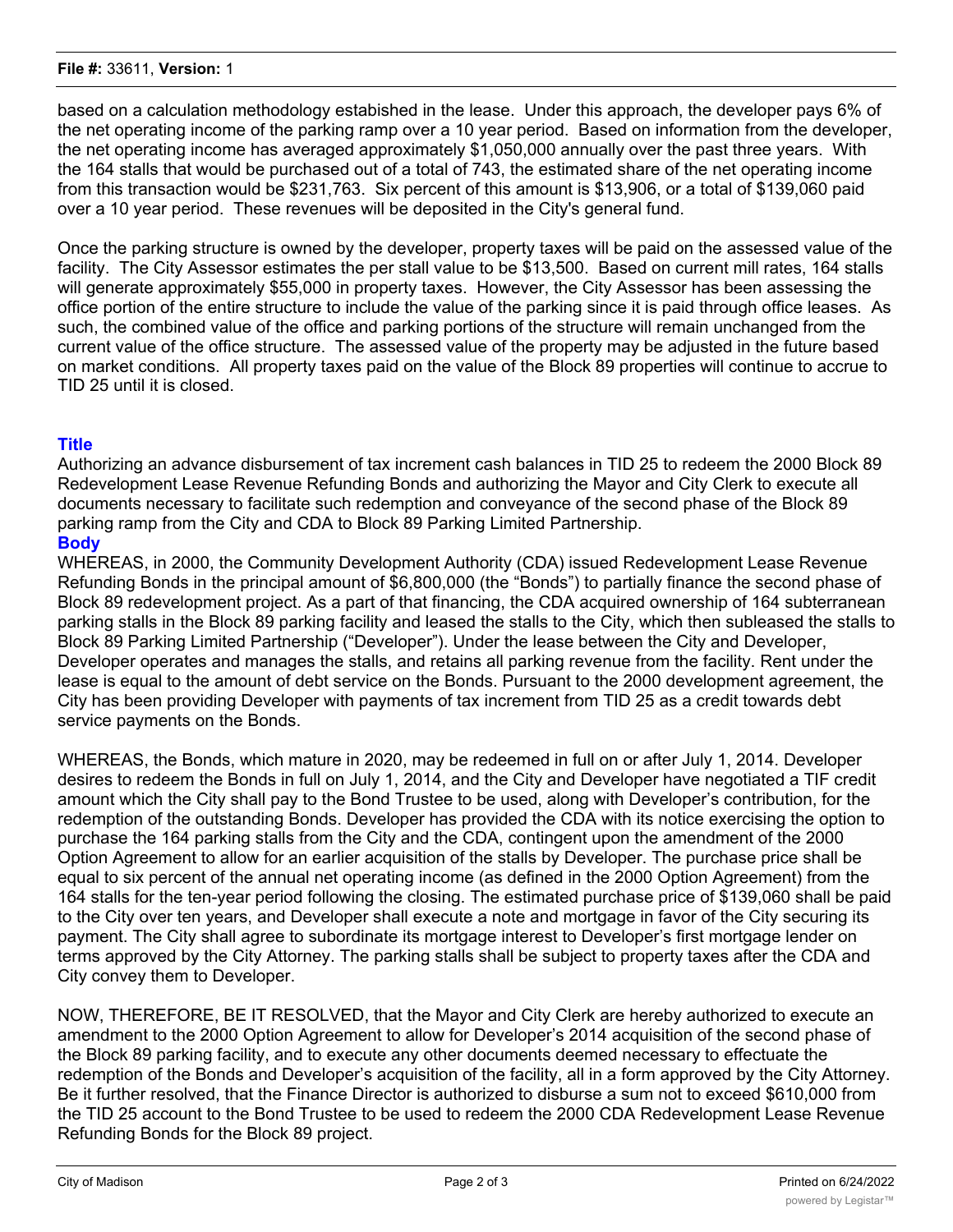based on a calculation methodology estabished in the lease. Under this approach, the developer pays 6% of the net operating income of the parking ramp over a 10 year period. Based on information from the developer, the net operating income has averaged approximately $1,050,000 annually over the past three years. With the 164 stalls that would be purchased out of a total of 743, the estimated share of the net operating income from this transaction would be $231,763. Six percent of this amount is $13,906, or a total of $139,060 paid over a 10 year period. These revenues will be deposited in the City's general fund.

Once the parking structure is owned by the developer, property taxes will be paid on the assessed value of the facility. The City Assessor estimates the per stall value to be $13,500. Based on current mill rates, 164 stalls will generate approximately $55,000 in property taxes. However, the City Assessor has been assessing the office portion of the entire structure to include the value of the parking since it is paid through office leases. As such, the combined value of the office and parking portions of the structure will remain unchanged from the current value of the office structure. The assessed value of the property may be adjusted in the future based on market conditions. All property taxes paid on the value of the Block 89 properties will continue to accrue to TID 25 until it is closed.

## Title

Authorizing an advance disbursement of tax increment cash balances in TID 25 to redeem the 2000 Block 89 Redevelopment Lease Revenue Refunding Bonds and authorizing the Mayor and City Clerk to execute all documents necessary to facilitate such redemption and conveyance of the second phase of the Block 89 parking ramp from the City and CDA to Block 89 Parking Limited Partnership.

## Body

WHEREAS, in 2000, the Community Development Authority (CDA) issued Redevelopment Lease Revenue Refunding Bonds in the principal amount of $6,800,000 (the "Bonds") to partially finance the second phase of Block 89 redevelopment project. As a part of that financing, the CDA acquired ownership of 164 subterranean parking stalls in the Block 89 parking facility and leased the stalls to the City, which then subleased the stalls to Block 89 Parking Limited Partnership ("Developer"). Under the lease between the City and Developer, Developer operates and manages the stalls, and retains all parking revenue from the facility. Rent under the lease is equal to the amount of debt service on the Bonds. Pursuant to the 2000 development agreement, the City has been providing Developer with payments of tax increment from TID 25 as a credit towards debt service payments on the Bonds.

WHEREAS, the Bonds, which mature in 2020, may be redeemed in full on or after July 1, 2014. Developer desires to redeem the Bonds in full on July 1, 2014, and the City and Developer have negotiated a TIF credit amount which the City shall pay to the Bond Trustee to be used, along with Developer's contribution, for the redemption of the outstanding Bonds. Developer has provided the CDA with its notice exercising the option to purchase the 164 parking stalls from the City and the CDA, contingent upon the amendment of the 2000 Option Agreement to allow for an earlier acquisition of the stalls by Developer. The purchase price shall be equal to six percent of the annual net operating income (as defined in the 2000 Option Agreement) from the 164 stalls for the ten-year period following the closing. The estimated purchase price of $139,060 shall be paid to the City over ten years, and Developer shall execute a note and mortgage in favor of the City securing its payment. The City shall agree to subordinate its mortgage interest to Developer's first mortgage lender on terms approved by the City Attorney. The parking stalls shall be subject to property taxes after the CDA and City convey them to Developer.

NOW, THEREFORE, BE IT RESOLVED, that the Mayor and City Clerk are hereby authorized to execute an amendment to the 2000 Option Agreement to allow for Developer's 2014 acquisition of the second phase of the Block 89 parking facility, and to execute any other documents deemed necessary to effectuate the redemption of the Bonds and Developer's acquisition of the facility, all in a form approved by the City Attorney. Be it further resolved, that the Finance Director is authorized to disburse a sum not to exceed $610,000 from the TID 25 account to the Bond Trustee to be used to redeem the 2000 CDA Redevelopment Lease Revenue Refunding Bonds for the Block 89 project.